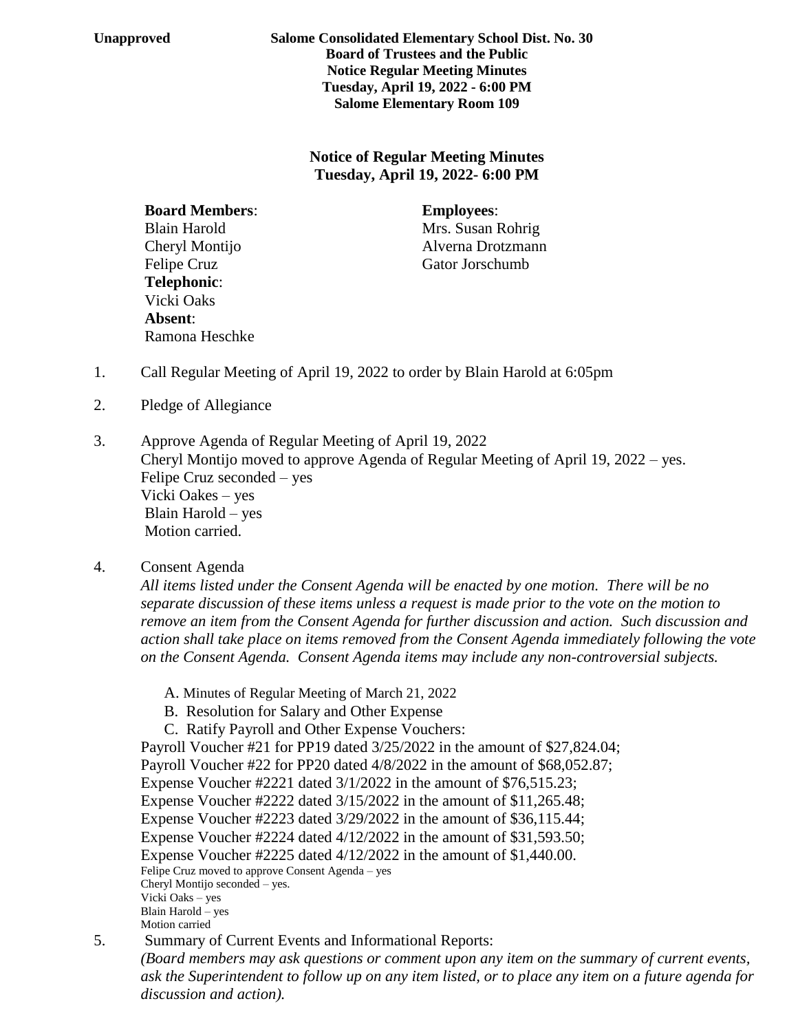**Unapproved** **Salome Consolidated Elementary School Dist. No. 30**

**Board of Trustees and the Public**

**Notice Regular Meeting Minutes**

**Tuesday, April 19, 2022 - 6:00 PM**

**Salome Elementary Room 109**

## Notice of Regular Meeting Minutes
## Tuesday, April 19, 2022- 6:00 PM

**Board Members**:
Blain Harold
Cheryl Montijo
Felipe Cruz

**Telephonic**:
Vicki Oaks

**Absent**:
Ramona Heschke

**Employees**:
Mrs. Susan Rohrig
Alverna Drotzmann
Gator Jorschumb

1. Call Regular Meeting of April 19, 2022 to order by Blain Harold at 6:05pm

2. Pledge of Allegiance

3. Approve Agenda of Regular Meeting of April 19, 2022
   Cheryl Montijo moved to approve Agenda of Regular Meeting of April 19, 2022 – yes.
   Felipe Cruz seconded – yes
   Vicki Oakes – yes
   Blain Harold – yes
   Motion carried.

4. Consent Agenda
   *All items listed under the Consent Agenda will be enacted by one motion. There will be no separate discussion of these items unless a request is made prior to the vote on the motion to remove an item from the Consent Agenda for further discussion and action. Such discussion and action shall take place on items removed from the Consent Agenda immediately following the vote on the Consent Agenda. Consent Agenda items may include any non-controversial subjects.*

   A. Minutes of Regular Meeting of March 21, 2022
   B. Resolution for Salary and Other Expense
   C. Ratify Payroll and Other Expense Vouchers:

   Payroll Voucher #21 for PP19 dated 3/25/2022 in the amount of $27,824.04;
   Payroll Voucher #22 for PP20 dated 4/8/2022 in the amount of $68,052.87;
   Expense Voucher #2221 dated 3/1/2022 in the amount of $76,515.23;
   Expense Voucher #2222 dated 3/15/2022 in the amount of $11,265.48;
   Expense Voucher #2223 dated 3/29/2022 in the amount of $36,115.44;
   Expense Voucher #2224 dated 4/12/2022 in the amount of $31,593.50;
   Expense Voucher #2225 dated 4/12/2022 in the amount of $1,440.00.
   Felipe Cruz moved to approve Consent Agenda – yes
   Cheryl Montijo seconded – yes.
   Vicki Oaks – yes
   Blain Harold – yes
   Motion carried

5. Summary of Current Events and Informational Reports:
   *(Board members may ask questions or comment upon any item on the summary of current events, ask the Superintendent to follow up on any item listed, or to place any item on a future agenda for discussion and action).*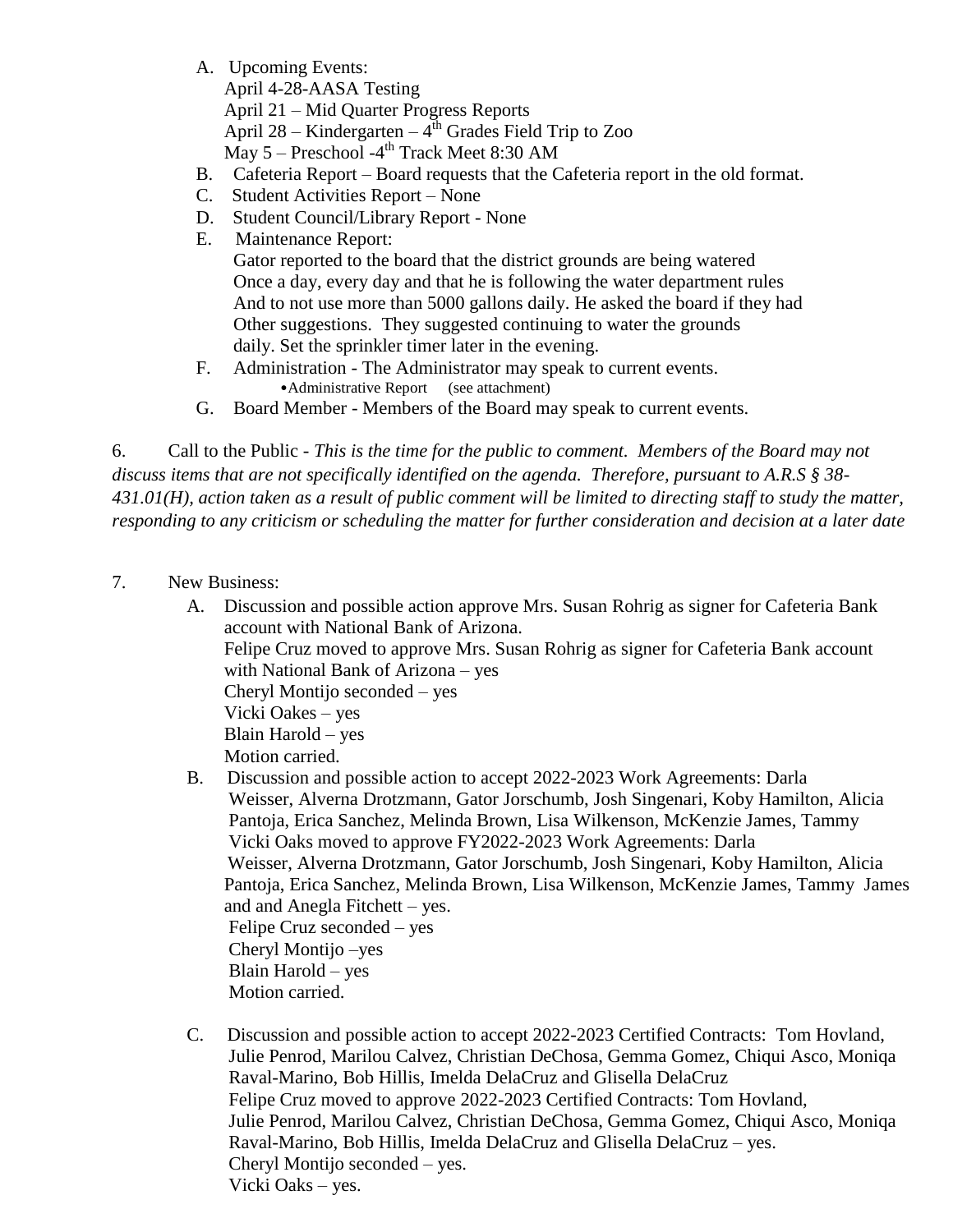A. Upcoming Events:
   April 4-28-AASA Testing
   April 21 – Mid Quarter Progress Reports
   April 28 – Kindergarten – 4th Grades Field Trip to Zoo
   May 5 – Preschool -4th Track Meet 8:30 AM
B. Cafeteria Report – Board requests that the Cafeteria report in the old format.
C. Student Activities Report – None
D. Student Council/Library Report - None
E. Maintenance Report:
   Gator reported to the board that the district grounds are being watered
   Once a day, every day and that he is following the water department rules
   And to not use more than 5000 gallons daily. He asked the board if they had
   Other suggestions. They suggested continuing to water the grounds
   daily. Set the sprinkler timer later in the evening.
F. Administration - The Administrator may speak to current events.
   - Administrative Report (see attachment)
G. Board Member - Members of the Board may speak to current events.

6. Call to the Public - *This is the time for the public to comment. Members of the Board may not discuss items that are not specifically identified on the agenda. Therefore, pursuant to A.R.S § 38-431.01(H), action taken as a result of public comment will be limited to directing staff to study the matter, responding to any criticism or scheduling the matter for further consideration and decision at a later date*

7. New Business:

A. Discussion and possible action approve Mrs. Susan Rohrig as signer for Cafeteria Bank account with National Bank of Arizona.
   Felipe Cruz moved to approve Mrs. Susan Rohrig as signer for Cafeteria Bank account with National Bank of Arizona – yes
   Cheryl Montijo seconded – yes
   Vicki Oakes – yes
   Blain Harold – yes
   Motion carried.

B. Discussion and possible action to accept 2022-2023 Work Agreements: Darla Weisser, Alverna Drotzmann, Gator Jorschumb, Josh Singenari, Koby Hamilton, Alicia Pantoja, Erica Sanchez, Melinda Brown, Lisa Wilkenson, McKenzie James, Tammy
   Vicki Oaks moved to approve FY2022-2023 Work Agreements: Darla Weisser, Alverna Drotzmann, Gator Jorschumb, Josh Singenari, Koby Hamilton, Alicia Pantoja, Erica Sanchez, Melinda Brown, Lisa Wilkenson, McKenzie James, Tammy James and and Anegla Fitchett – yes.
   Felipe Cruz seconded – yes
   Cheryl Montijo –yes
   Blain Harold – yes
   Motion carried.

C. Discussion and possible action to accept 2022-2023 Certified Contracts: Tom Hovland, Julie Penrod, Marilou Calvez, Christian DeChosa, Gemma Gomez, Chiqui Asco, Moniqa Raval-Marino, Bob Hillis, Imelda DelaCruz and Glisella DelaCruz
   Felipe Cruz moved to approve 2022-2023 Certified Contracts: Tom Hovland, Julie Penrod, Marilou Calvez, Christian DeChosa, Gemma Gomez, Chiqui Asco, Moniqa Raval-Marino, Bob Hillis, Imelda DelaCruz and Glisella DelaCruz – yes.
   Cheryl Montijo seconded – yes.
   Vicki Oaks – yes.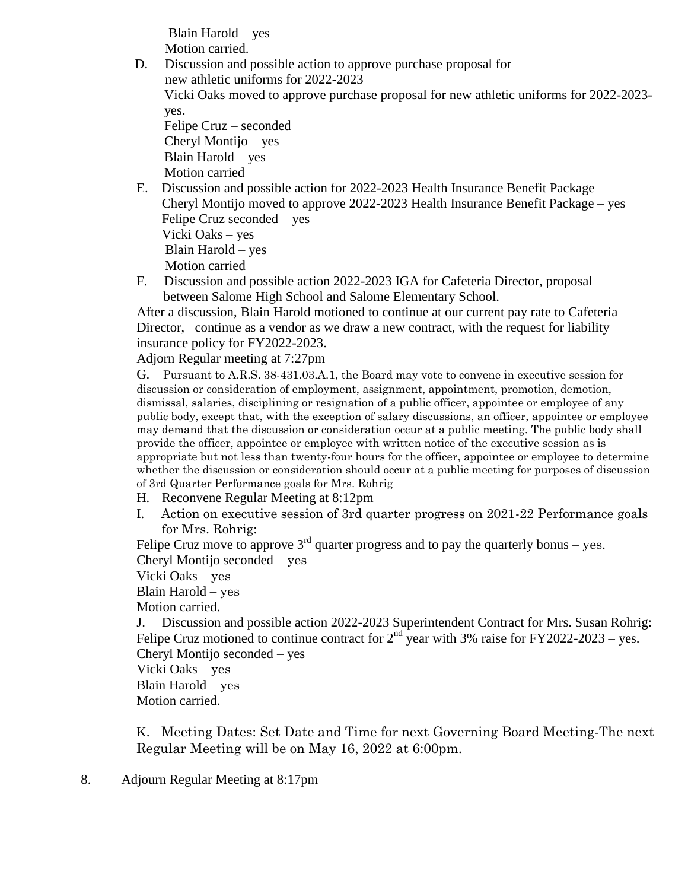Blain Harold – yes
Motion carried.

D. Discussion and possible action to approve purchase proposal for new athletic uniforms for 2022-2023
Vicki Oaks moved to approve purchase proposal for new athletic uniforms for 2022-2023- yes.
Felipe Cruz – seconded
Cheryl Montijo – yes
Blain Harold – yes
Motion carried

E. Discussion and possible action for 2022-2023 Health Insurance Benefit Package
Cheryl Montijo moved to approve 2022-2023 Health Insurance Benefit Package – yes
Felipe Cruz seconded – yes
Vicki Oaks – yes
Blain Harold – yes
Motion carried

F. Discussion and possible action 2022-2023 IGA for Cafeteria Director, proposal between Salome High School and Salome Elementary School.
After a discussion, Blain Harold motioned to continue at our current pay rate to Cafeteria Director, continue as a vendor as we draw a new contract, with the request for liability insurance policy for FY2022-2023.
Adjorn Regular meeting at 7:27pm

G. Pursuant to A.R.S. 38-431.03.A.1, the Board may vote to convene in executive session for discussion or consideration of employment, assignment, appointment, promotion, demotion, dismissal, salaries, disciplining or resignation of a public officer, appointee or employee of any public body, except that, with the exception of salary discussions, an officer, appointee or employee may demand that the discussion or consideration occur at a public meeting. The public body shall provide the officer, appointee or employee with written notice of the executive session as is appropriate but not less than twenty-four hours for the officer, appointee or employee to determine whether the discussion or consideration should occur at a public meeting for purposes of discussion of 3rd Quarter Performance goals for Mrs. Rohrig

H. Reconvene Regular Meeting at 8:12pm

I. Action on executive session of 3rd quarter progress on 2021-22 Performance goals for Mrs. Rohrig:
Felipe Cruz move to approve 3rd quarter progress and to pay the quarterly bonus – yes.
Cheryl Montijo seconded – yes
Vicki Oaks – yes
Blain Harold – yes
Motion carried.

J. Discussion and possible action 2022-2023 Superintendent Contract for Mrs. Susan Rohrig:
Felipe Cruz motioned to continue contract for 2nd year with 3% raise for FY2022-2023 – yes.
Cheryl Montijo seconded – yes
Vicki Oaks – yes
Blain Harold – yes
Motion carried.

K. Meeting Dates: Set Date and Time for next Governing Board Meeting-The next Regular Meeting will be on May 16, 2022 at 6:00pm.

8. Adjourn Regular Meeting at 8:17pm